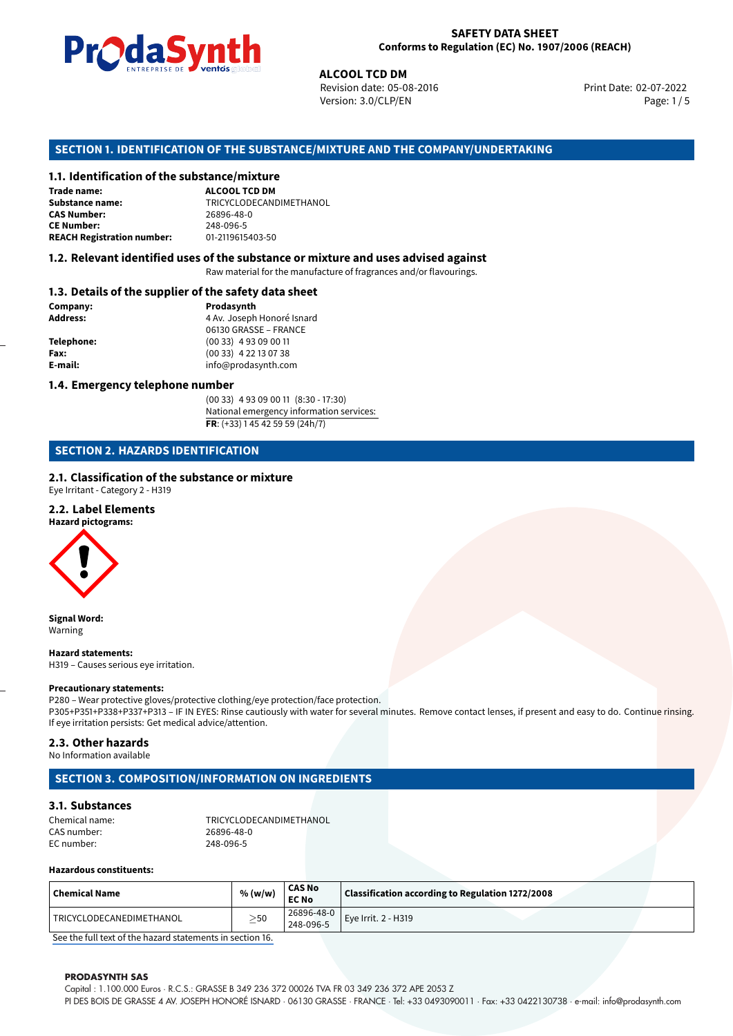**SAFETY DATA SHEET**
**Conforms to Regulation (EC) No. 1907/2006 (REACH)**

**ALCOOL TCD DM**
Revision date: 05-08-2016
Version: 3.0/CLP/EN
Print Date: 02-07-2022

## SECTION 1. IDENTIFICATION OF THE SUBSTANCE/MIXTURE AND THE COMPANY/UNDERTAKING

### 1.1. Identification of the substance/mixture

**Trade name:** **ALCOOL TCD DM**
**Substance name:** TRICYCLODECANDIMETHANOL
**CAS Number:** 26896-48-0
**CE Number:** 248-096-5
**REACH Registration number:** 01-2119615403-50

### 1.2. Relevant identified uses of the substance or mixture and uses advised against

Raw material for the manufacture of fragrances and/or flavourings.

### 1.3. Details of the supplier of the safety data sheet

**Company:** **Prodasynth**
**Address:** 4 Av. Joseph Honoré Isnard
06130 GRASSE – FRANCE
**Telephone:** (00 33) 4 93 09 00 11
**Fax:** (00 33) 4 22 13 07 38
**E-mail:** info@prodasynth.com

### 1.4. Emergency telephone number

(00 33) 4 93 09 00 11 (8:30 - 17:30)
National emergency information services:
**FR**: (+33) 1 45 42 59 59 (24h/7)

## SECTION 2. HAZARDS IDENTIFICATION

### 2.1. Classification of the substance or mixture

Eye Irritant - Category 2 - H319

### 2.2. Label Elements

**Hazard pictograms:**

**Signal Word:**
Warning

**Hazard statements:**
H319 – Causes serious eye irritation.

**Precautionary statements:**
P280 – Wear protective gloves/protective clothing/eye protection/face protection.
P305+P351+P338+P337+P313 – IF IN EYES: Rinse cautiously with water for several minutes. Remove contact lenses, if present and easy to do. Continue rinsing. If eye irritation persists: Get medical advice/attention.

### 2.3. Other hazards

No Information available

## SECTION 3. COMPOSITION/INFORMATION ON INGREDIENTS

### 3.1. Substances

Chemical name: TRICYCLODECANDIMETHANOL
CAS number: 26896-48-0
EC number: 248-096-5

**Hazardous constituents:**

| Chemical Name | % (w/w) | CAS No EC No | Classification according to Regulation 1272/2008 |
|---|---|---|---|
| TRICYCLODECANEDIMETHANOL | ≥50 | 26896-48-0 248-096-5 | Eye Irrit. 2 - H319 |

See the full text of the hazard statements in section 16.

**PRODASYNTH SAS**
Capital : 1.100.000 Euros · R.C.S.: GRASSE B 349 236 372 00026 TVA FR 03 349 236 372 APE 2053 Z
PI DES BOIS DE GRASSE 4 AV. JOSEPH HONORÉ ISNARD · 06130 GRASSE · FRANCE · Tel: +33 0493090011 · Fax: +33 0422130738 · e-mail: info@prodasynth.com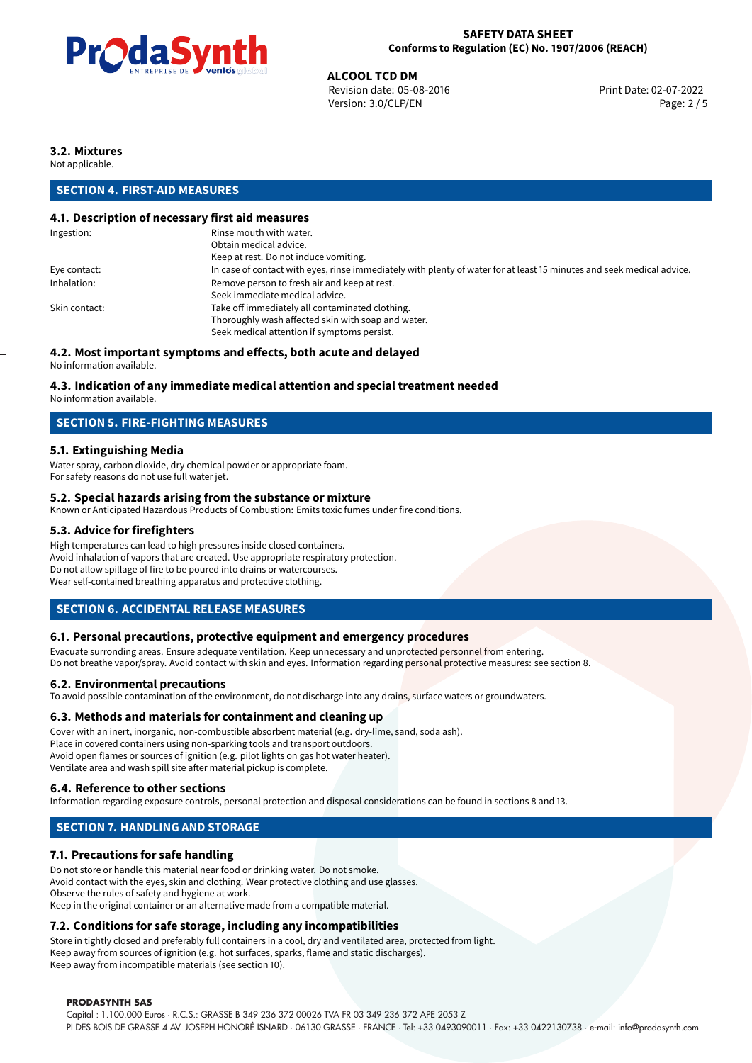### 3.2. Mixtures

Not applicable.

## SECTION 4. FIRST-AID MEASURES

### 4.1. Description of necessary first aid measures

| | |
|---|---|
| Ingestion: | Rinse mouth with water. Obtain medical advice. Keep at rest. Do not induce vomiting. |
| Eye contact: | In case of contact with eyes, rinse immediately with plenty of water for at least 15 minutes and seek medical advice. |
| Inhalation: | Remove person to fresh air and keep at rest. Seek immediate medical advice. |
| Skin contact: | Take off immediately all contaminated clothing. Thoroughly wash affected skin with soap and water. Seek medical attention if symptoms persist. |

### 4.2. Most important symptoms and effects, both acute and delayed

No information available.

### 4.3. Indication of any immediate medical attention and special treatment needed

No information available.

## SECTION 5. FIRE-FIGHTING MEASURES

### 5.1. Extinguishing Media

Water spray, carbon dioxide, dry chemical powder or appropriate foam.
For safety reasons do not use full water jet.

### 5.2. Special hazards arising from the substance or mixture

Known or Anticipated Hazardous Products of Combustion: Emits toxic fumes under fire conditions.

### 5.3. Advice for firefighters

High temperatures can lead to high pressures inside closed containers.
Avoid inhalation of vapors that are created. Use appropriate respiratory protection.
Do not allow spillage of fire to be poured into drains or watercourses.
Wear self-contained breathing apparatus and protective clothing.

## SECTION 6. ACCIDENTAL RELEASE MEASURES

### 6.1. Personal precautions, protective equipment and emergency procedures

Evacuate surronding areas. Ensure adequate ventilation. Keep unnecessary and unprotected personnel from entering.
Do not breathe vapor/spray. Avoid contact with skin and eyes. Information regarding personal protective measures: see section 8.

### 6.2. Environmental precautions

To avoid possible contamination of the environment, do not discharge into any drains, surface waters or groundwaters.

### 6.3. Methods and materials for containment and cleaning up

Cover with an inert, inorganic, non-combustible absorbent material (e.g. dry-lime, sand, soda ash).
Place in covered containers using non-sparking tools and transport outdoors.
Avoid open flames or sources of ignition (e.g. pilot lights on gas hot water heater).
Ventilate area and wash spill site after material pickup is complete.

### 6.4. Reference to other sections

Information regarding exposure controls, personal protection and disposal considerations can be found in sections 8 and 13.

## SECTION 7. HANDLING AND STORAGE

### 7.1. Precautions for safe handling

Do not store or handle this material near food or drinking water. Do not smoke.
Avoid contact with the eyes, skin and clothing. Wear protective clothing and use glasses.
Observe the rules of safety and hygiene at work.
Keep in the original container or an alternative made from a compatible material.

### 7.2. Conditions for safe storage, including any incompatibilities

Store in tightly closed and preferably full containers in a cool, dry and ventilated area, protected from light.
Keep away from sources of ignition (e.g. hot surfaces, sparks, flame and static discharges).
Keep away from incompatible materials (see section 10).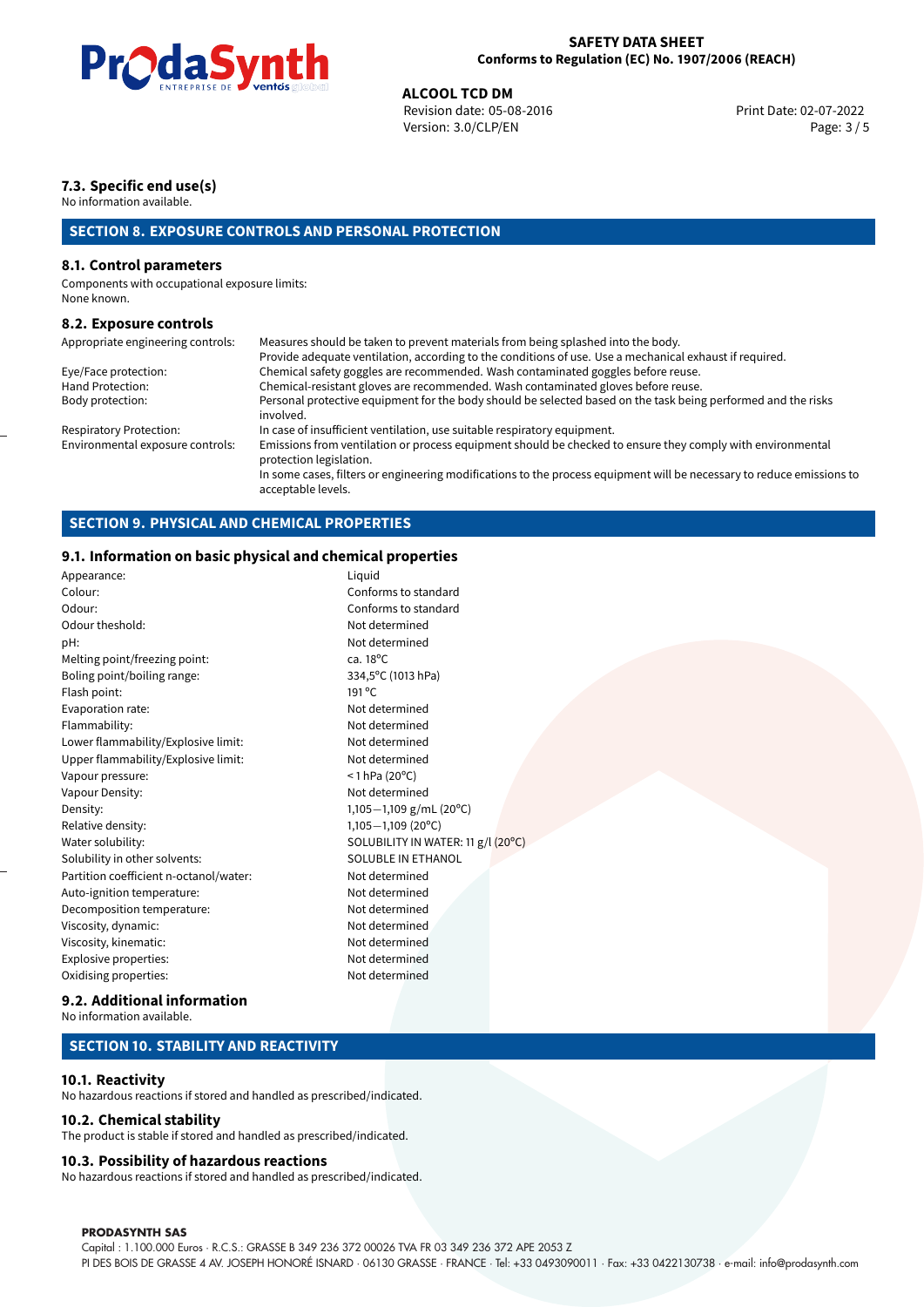### 7.3. Specific end use(s)

No information available.

## SECTION 8. EXPOSURE CONTROLS AND PERSONAL PROTECTION

### 8.1. Control parameters

Components with occupational exposure limits:
None known.

### 8.2. Exposure controls

| | |
|---|---|
| Appropriate engineering controls: | Measures should be taken to prevent materials from being splashed into the body. Provide adequate ventilation, according to the conditions of use. Use a mechanical exhaust if required. |
| Eye/Face protection: | Chemical safety goggles are recommended. Wash contaminated goggles before reuse. |
| Hand Protection: | Chemical-resistant gloves are recommended. Wash contaminated gloves before reuse. |
| Body protection: | Personal protective equipment for the body should be selected based on the task being performed and the risks involved. |
| Respiratory Protection: | In case of insufficient ventilation, use suitable respiratory equipment. |
| Environmental exposure controls: | Emissions from ventilation or process equipment should be checked to ensure they comply with environmental protection legislation. In some cases, filters or engineering modifications to the process equipment will be necessary to reduce emissions to acceptable levels. |

## SECTION 9. PHYSICAL AND CHEMICAL PROPERTIES

### 9.1. Information on basic physical and chemical properties

| | |
|---|---|
| Appearance: | Liquid |
| Colour: | Conforms to standard |
| Odour: | Conforms to standard |
| Odour theshold: | Not determined |
| pH: | Not determined |
| Melting point/freezing point: | ca. 18°C |
| Boling point/boiling range: | 334,5°C (1013 hPa) |
| Flash point: | 191 °C |
| Evaporation rate: | Not determined |
| Flammability: | Not determined |
| Lower flammability/Explosive limit: | Not determined |
| Upper flammability/Explosive limit: | Not determined |
| Vapour pressure: | < 1 hPa (20°C) |
| Vapour Density: | Not determined |
| Density: | 1,105−1,109 g/mL (20°C) |
| Relative density: | 1,105−1,109 (20°C) |
| Water solubility: | SOLUBILITY IN WATER: 11 g/l (20°C) |
| Solubility in other solvents: | SOLUBLE IN ETHANOL |
| Partition coefficient n-octanol/water: | Not determined |
| Auto-ignition temperature: | Not determined |
| Decomposition temperature: | Not determined |
| Viscosity, dynamic: | Not determined |
| Viscosity, kinematic: | Not determined |
| Explosive properties: | Not determined |
| Oxidising properties: | Not determined |

### 9.2. Additional information

No information available.

## SECTION 10. STABILITY AND REACTIVITY

### 10.1. Reactivity

No hazardous reactions if stored and handled as prescribed/indicated.

### 10.2. Chemical stability

The product is stable if stored and handled as prescribed/indicated.

### 10.3. Possibility of hazardous reactions

No hazardous reactions if stored and handled as prescribed/indicated.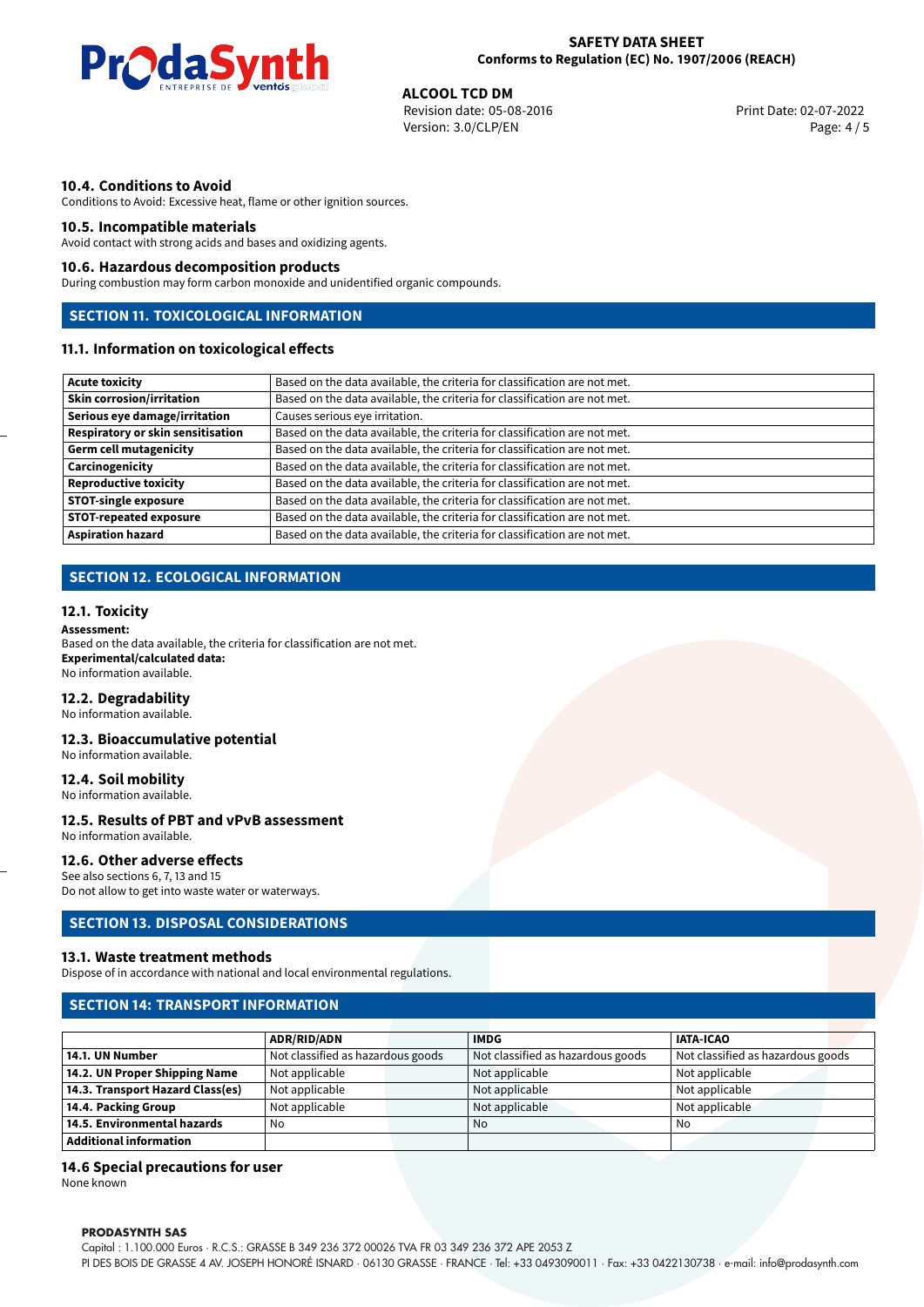### 10.4. Conditions to Avoid

Conditions to Avoid: Excessive heat, flame or other ignition sources.

### 10.5. Incompatible materials

Avoid contact with strong acids and bases and oxidizing agents.

### 10.6. Hazardous decomposition products

During combustion may form carbon monoxide and unidentified organic compounds.

## SECTION 11. TOXICOLOGICAL INFORMATION

### 11.1. Information on toxicological effects

| | |
|---|---|
| **Acute toxicity** | Based on the data available, the criteria for classification are not met. |
| **Skin corrosion/irritation** | Based on the data available, the criteria for classification are not met. |
| **Serious eye damage/irritation** | Causes serious eye irritation. |
| **Respiratory or skin sensitisation** | Based on the data available, the criteria for classification are not met. |
| **Germ cell mutagenicity** | Based on the data available, the criteria for classification are not met. |
| **Carcinogenicity** | Based on the data available, the criteria for classification are not met. |
| **Reproductive toxicity** | Based on the data available, the criteria for classification are not met. |
| **STOT-single exposure** | Based on the data available, the criteria for classification are not met. |
| **STOT-repeated exposure** | Based on the data available, the criteria for classification are not met. |
| **Aspiration hazard** | Based on the data available, the criteria for classification are not met. |

## SECTION 12. ECOLOGICAL INFORMATION

### 12.1. Toxicity

**Assessment:**
Based on the data available, the criteria for classification are not met.
**Experimental/calculated data:**
No information available.

### 12.2. Degradability

No information available.

### 12.3. Bioaccumulative potential

No information available.

### 12.4. Soil mobility

No information available.

### 12.5. Results of PBT and vPvB assessment

No information available.

### 12.6. Other adverse effects

See also sections 6, 7, 13 and 15
Do not allow to get into waste water or waterways.

## SECTION 13. DISPOSAL CONSIDERATIONS

### 13.1. Waste treatment methods

Dispose of in accordance with national and local environmental regulations.

## SECTION 14: TRANSPORT INFORMATION

| | ADR/RID/ADN | IMDG | IATA-ICAO |
|---|---|---|---|
| **14.1. UN Number** | Not classified as hazardous goods | Not classified as hazardous goods | Not classified as hazardous goods |
| **14.2. UN Proper Shipping Name** | Not applicable | Not applicable | Not applicable |
| **14.3. Transport Hazard Class(es)** | Not applicable | Not applicable | Not applicable |
| **14.4. Packing Group** | Not applicable | Not applicable | Not applicable |
| **14.5. Environmental hazards** | No | No | No |
| **Additional information** | | | |

### 14.6 Special precautions for user

None known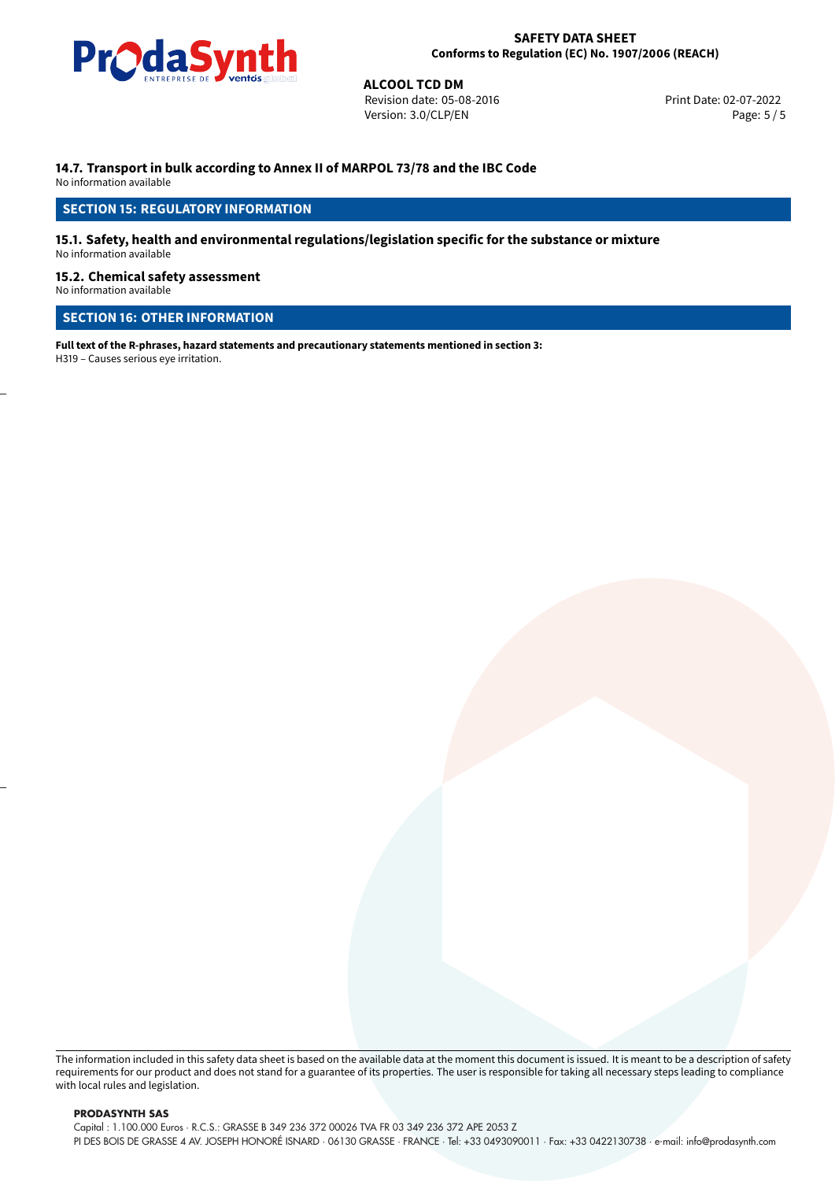### 14.7. Transport in bulk according to Annex II of MARPOL 73/78 and the IBC Code

No information available

## SECTION 15: REGULATORY INFORMATION

### 15.1. Safety, health and environmental regulations/legislation specific for the substance or mixture

No information available

### 15.2. Chemical safety assessment

No information available

## SECTION 16: OTHER INFORMATION

**Full text of the R-phrases, hazard statements and precautionary statements mentioned in section 3:**

H319 – Causes serious eye irritation.

The information included in this safety data sheet is based on the available data at the moment this document is issued. It is meant to be a description of safety requirements for our product and does not stand for a guarantee of its properties. The user is responsible for taking all necessary steps leading to compliance with local rules and legislation.

**PRODASYNTH SAS**

Capital : 1.100.000 Euros · R.C.S.: GRASSE B 349 236 372 00026 TVA FR 03 349 236 372 APE 2053 Z

PI DES BOIS DE GRASSE 4 AV. JOSEPH HONORÉ ISNARD · 06130 GRASSE · FRANCE · Tel: +33 0493090011 · Fax: +33 0422130738 · e-mail: info@prodasynth.com